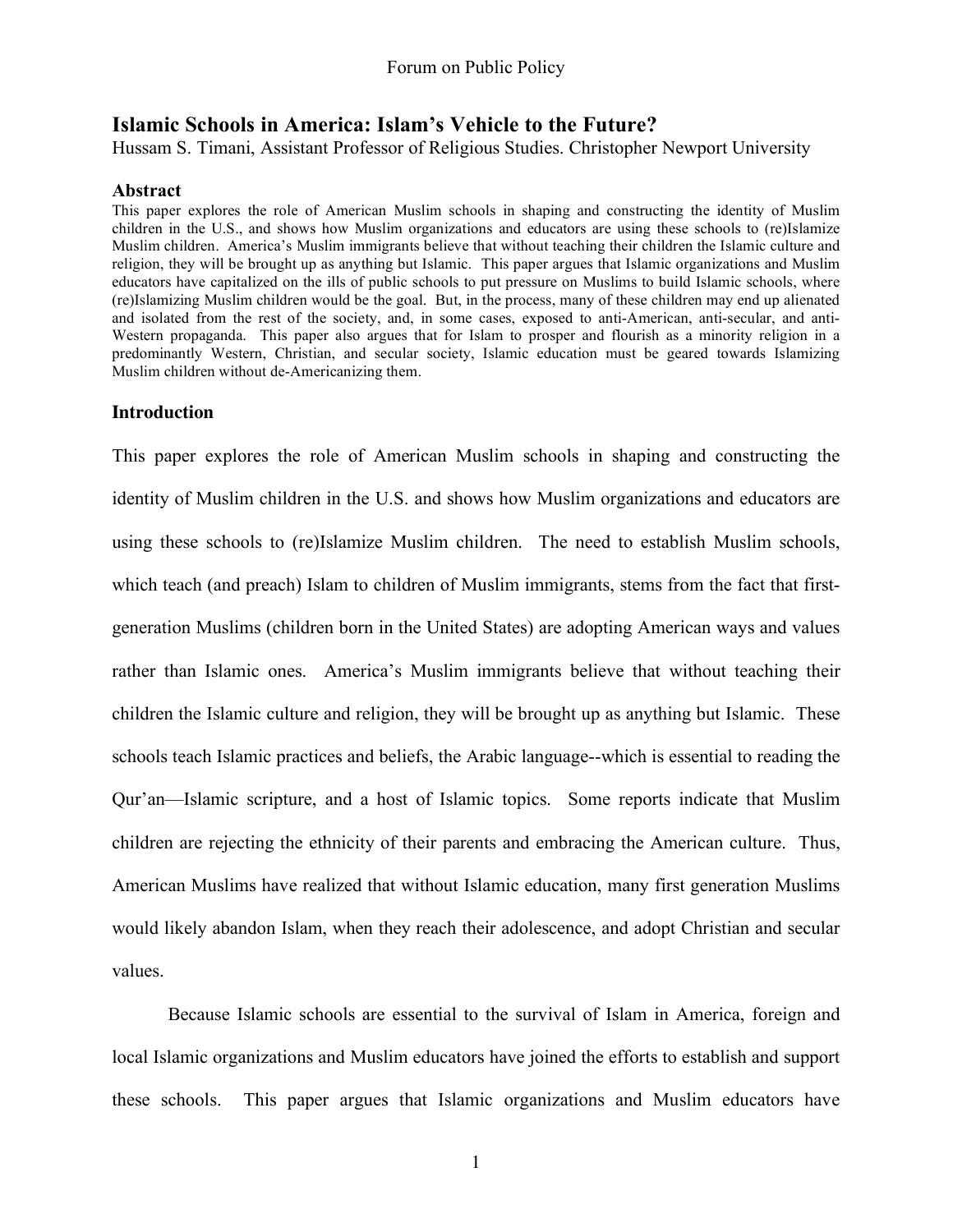# Islamic Schools in America: Islam's Vehicle to the Future?

Hussam S. Timani, Assistant Professor of Religious Studies. Christopher Newport University

## Abstract

This paper explores the role of American Muslim schools in shaping and constructing the identity of Muslim children in the U.S., and shows how Muslim organizations and educators are using these schools to (re)Islamize Muslim children. America's Muslim immigrants believe that without teaching their children the Islamic culture and religion, they will be brought up as anything but Islamic. This paper argues that Islamic organizations and Muslim educators have capitalized on the ills of public schools to put pressure on Muslims to build Islamic schools, where (re)Islamizing Muslim children would be the goal. But, in the process, many of these children may end up alienated and isolated from the rest of the society, and, in some cases, exposed to anti-American, anti-secular, and anti-Western propaganda. This paper also argues that for Islam to prosper and flourish as a minority religion in a predominantly Western, Christian, and secular society, Islamic education must be geared towards Islamizing Muslim children without de-Americanizing them.

## Introduction

This paper explores the role of American Muslim schools in shaping and constructing the identity of Muslim children in the U.S. and shows how Muslim organizations and educators are using these schools to (re)Islamize Muslim children. The need to establish Muslim schools, which teach (and preach) Islam to children of Muslim immigrants, stems from the fact that first-generation Muslims (children born in the United States) are adopting American ways and values rather than Islamic ones. America's Muslim immigrants believe that without teaching their children the Islamic culture and religion, they will be brought up as anything but Islamic. These schools teach Islamic practices and beliefs, the Arabic language--which is essential to reading the Qur'an—Islamic scripture, and a host of Islamic topics. Some reports indicate that Muslim children are rejecting the ethnicity of their parents and embracing the American culture. Thus, American Muslims have realized that without Islamic education, many first generation Muslims would likely abandon Islam, when they reach their adolescence, and adopt Christian and secular values.

Because Islamic schools are essential to the survival of Islam in America, foreign and local Islamic organizations and Muslim educators have joined the efforts to establish and support these schools. This paper argues that Islamic organizations and Muslim educators have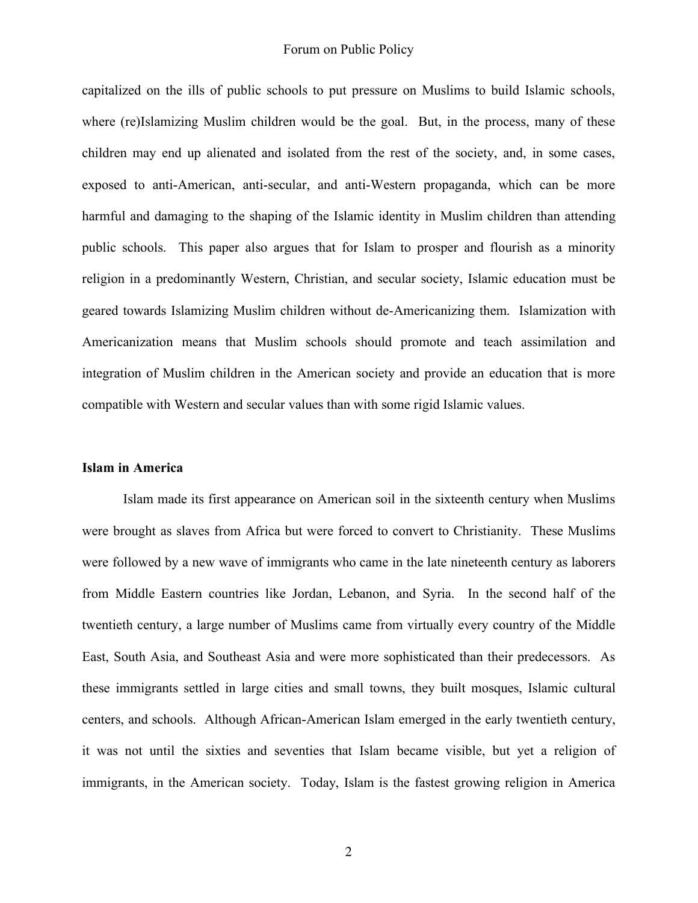capitalized on the ills of public schools to put pressure on Muslims to build Islamic schools, where (re)Islamizing Muslim children would be the goal. But, in the process, many of these children may end up alienated and isolated from the rest of the society, and, in some cases, exposed to anti-American, anti-secular, and anti-Western propaganda, which can be more harmful and damaging to the shaping of the Islamic identity in Muslim children than attending public schools. This paper also argues that for Islam to prosper and flourish as a minority religion in a predominantly Western, Christian, and secular society, Islamic education must be geared towards Islamizing Muslim children without de-Americanizing them. Islamization with Americanization means that Muslim schools should promote and teach assimilation and integration of Muslim children in the American society and provide an education that is more compatible with Western and secular values than with some rigid Islamic values.

**Islam in America**

Islam made its first appearance on American soil in the sixteenth century when Muslims were brought as slaves from Africa but were forced to convert to Christianity. These Muslims were followed by a new wave of immigrants who came in the late nineteenth century as laborers from Middle Eastern countries like Jordan, Lebanon, and Syria. In the second half of the twentieth century, a large number of Muslims came from virtually every country of the Middle East, South Asia, and Southeast Asia and were more sophisticated than their predecessors. As these immigrants settled in large cities and small towns, they built mosques, Islamic cultural centers, and schools. Although African-American Islam emerged in the early twentieth century, it was not until the sixties and seventies that Islam became visible, but yet a religion of immigrants, in the American society. Today, Islam is the fastest growing religion in America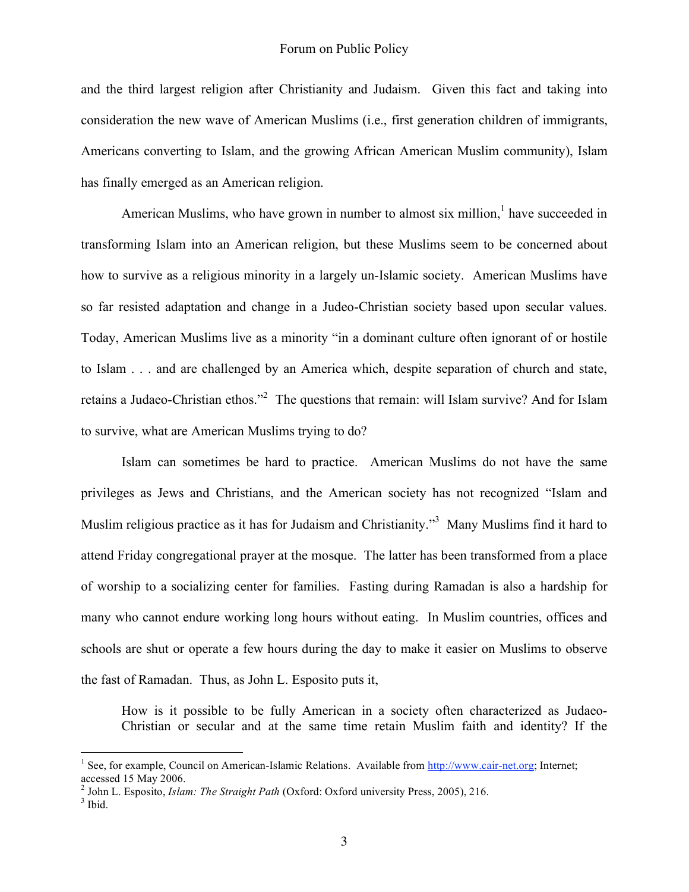and the third largest religion after Christianity and Judaism. Given this fact and taking into consideration the new wave of American Muslims (i.e., first generation children of immigrants, Americans converting to Islam, and the growing African American Muslim community), Islam has finally emerged as an American religion.

American Muslims, who have grown in number to almost six million,[1] have succeeded in transforming Islam into an American religion, but these Muslims seem to be concerned about how to survive as a religious minority in a largely un-Islamic society. American Muslims have so far resisted adaptation and change in a Judeo-Christian society based upon secular values. Today, American Muslims live as a minority "in a dominant culture often ignorant of or hostile to Islam . . . and are challenged by an America which, despite separation of church and state, retains a Judaeo-Christian ethos."[2] The questions that remain: will Islam survive? And for Islam to survive, what are American Muslims trying to do?

Islam can sometimes be hard to practice. American Muslims do not have the same privileges as Jews and Christians, and the American society has not recognized "Islam and Muslim religious practice as it has for Judaism and Christianity."[3] Many Muslims find it hard to attend Friday congregational prayer at the mosque. The latter has been transformed from a place of worship to a socializing center for families. Fasting during Ramadan is also a hardship for many who cannot endure working long hours without eating. In Muslim countries, offices and schools are shut or operate a few hours during the day to make it easier on Muslims to observe the fast of Ramadan. Thus, as John L. Esposito puts it,

> How is it possible to be fully American in a society often characterized as Judaeo-Christian or secular and at the same time retain Muslim faith and identity? If the

---

[1] See, for example, Council on American-Islamic Relations. Available from http://www.cair-net.org; Internet; accessed 15 May 2006.

[2] John L. Esposito, *Islam: The Straight Path* (Oxford: Oxford university Press, 2005), 216.

[3] Ibid.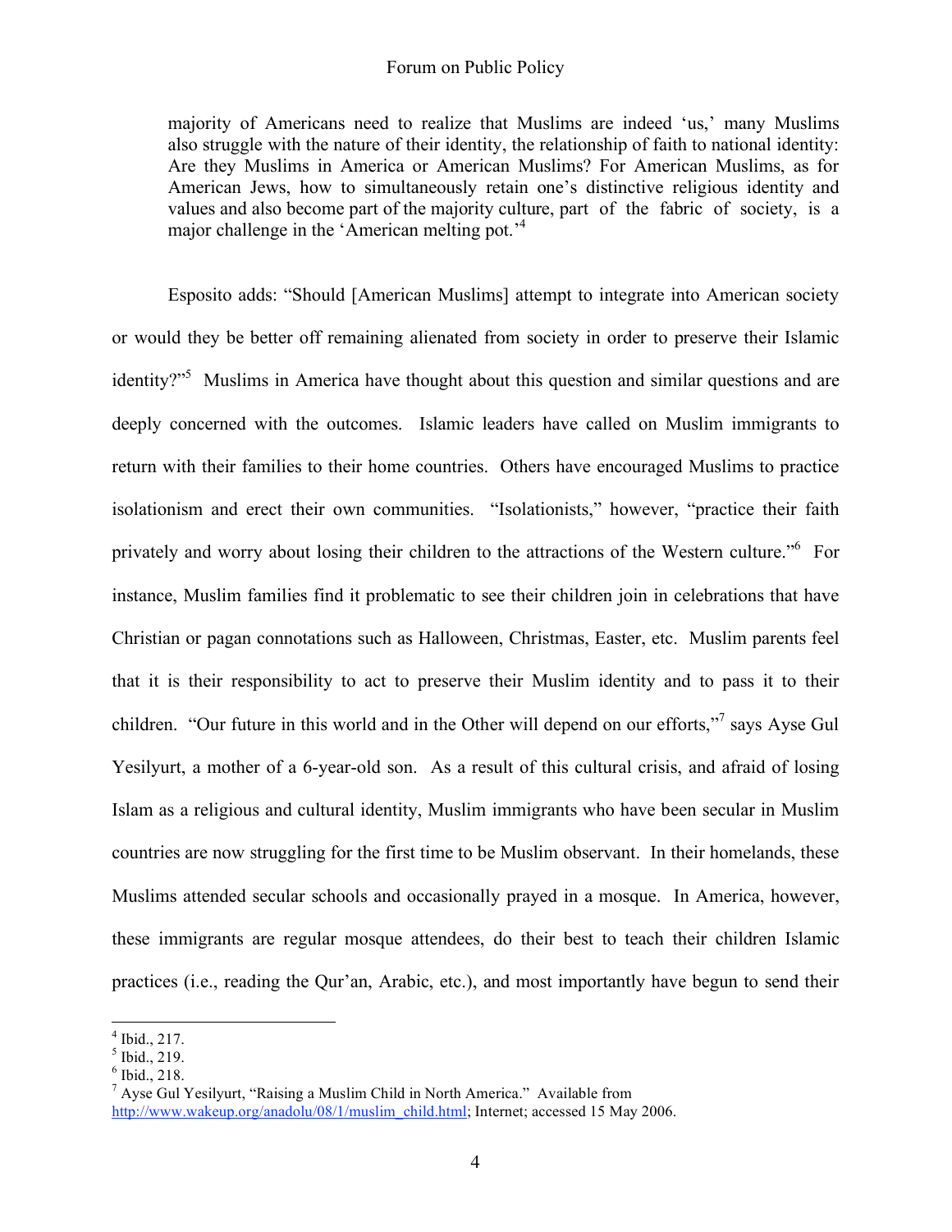> majority of Americans need to realize that Muslims are indeed 'us,' many Muslims also struggle with the nature of their identity, the relationship of faith to national identity: Are they Muslims in America or American Muslims? For American Muslims, as for American Jews, how to simultaneously retain one's distinctive religious identity and values and also become part of the majority culture, part of the fabric of society, is a major challenge in the 'American melting pot.'[4]

Esposito adds: "Should [American Muslims] attempt to integrate into American society or would they be better off remaining alienated from society in order to preserve their Islamic identity?"[5] Muslims in America have thought about this question and similar questions and are deeply concerned with the outcomes. Islamic leaders have called on Muslim immigrants to return with their families to their home countries. Others have encouraged Muslims to practice isolationism and erect their own communities. "Isolationists," however, "practice their faith privately and worry about losing their children to the attractions of the Western culture."[6] For instance, Muslim families find it problematic to see their children join in celebrations that have Christian or pagan connotations such as Halloween, Christmas, Easter, etc. Muslim parents feel that it is their responsibility to act to preserve their Muslim identity and to pass it to their children. "Our future in this world and in the Other will depend on our efforts,"[7] says Ayse Gul Yesilyurt, a mother of a 6-year-old son. As a result of this cultural crisis, and afraid of losing Islam as a religious and cultural identity, Muslim immigrants who have been secular in Muslim countries are now struggling for the first time to be Muslim observant. In their homelands, these Muslims attended secular schools and occasionally prayed in a mosque. In America, however, these immigrants are regular mosque attendees, do their best to teach their children Islamic practices (i.e., reading the Qur'an, Arabic, etc.), and most importantly have begun to send their

---

[4] Ibid., 217.
[5] Ibid., 219.
[6] Ibid., 218.
[7] Ayse Gul Yesilyurt, "Raising a Muslim Child in North America." Available from http://www.wakeup.org/anadolu/08/1/muslim_child.html; Internet; accessed 15 May 2006.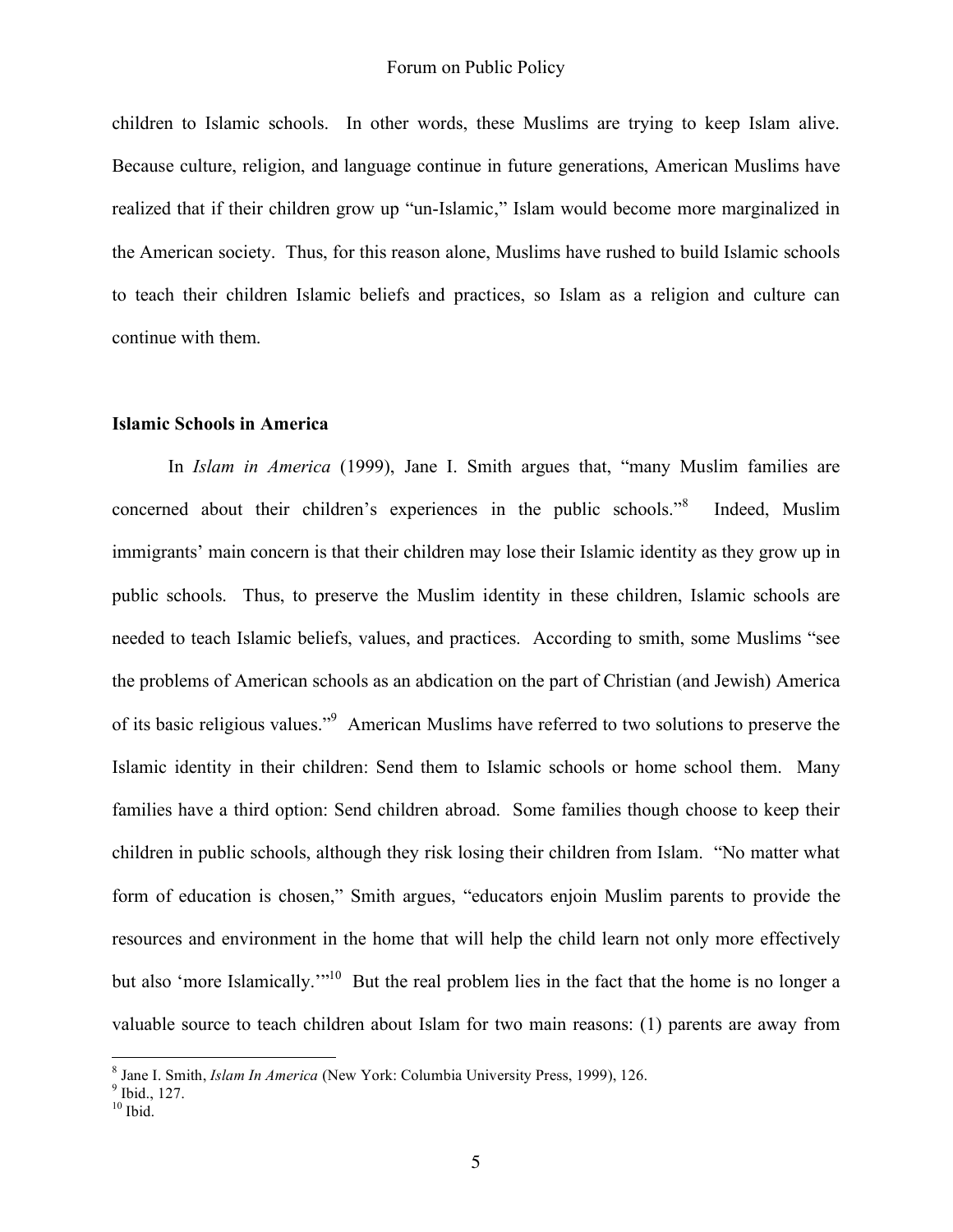children to Islamic schools. In other words, these Muslims are trying to keep Islam alive. Because culture, religion, and language continue in future generations, American Muslims have realized that if their children grow up "un-Islamic," Islam would become more marginalized in the American society. Thus, for this reason alone, Muslims have rushed to build Islamic schools to teach their children Islamic beliefs and practices, so Islam as a religion and culture can continue with them.

## Islamic Schools in America

In *Islam in America* (1999), Jane I. Smith argues that, "many Muslim families are concerned about their children's experiences in the public schools."[8] Indeed, Muslim immigrants' main concern is that their children may lose their Islamic identity as they grow up in public schools. Thus, to preserve the Muslim identity in these children, Islamic schools are needed to teach Islamic beliefs, values, and practices. According to smith, some Muslims "see the problems of American schools as an abdication on the part of Christian (and Jewish) America of its basic religious values."[9] American Muslims have referred to two solutions to preserve the Islamic identity in their children: Send them to Islamic schools or home school them. Many families have a third option: Send children abroad. Some families though choose to keep their children in public schools, although they risk losing their children from Islam. "No matter what form of education is chosen," Smith argues, "educators enjoin Muslim parents to provide the resources and environment in the home that will help the child learn not only more effectively but also 'more Islamically.'"[10] But the real problem lies in the fact that the home is no longer a valuable source to teach children about Islam for two main reasons: (1) parents are away from

---

[8] Jane I. Smith, *Islam In America* (New York: Columbia University Press, 1999), 126.
[9] Ibid., 127.
[10] Ibid.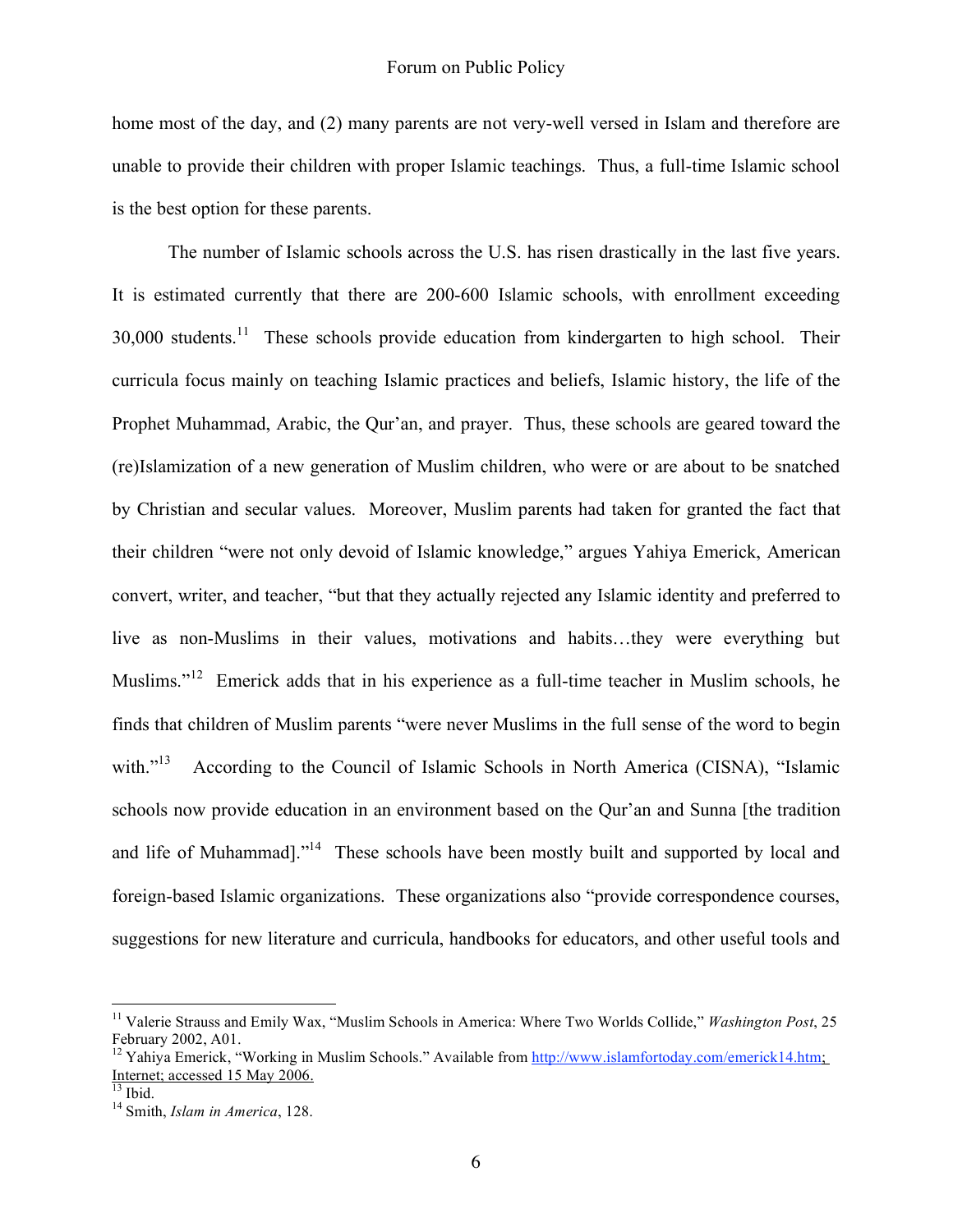home most of the day, and (2) many parents are not very-well versed in Islam and therefore are unable to provide their children with proper Islamic teachings. Thus, a full-time Islamic school is the best option for these parents.

The number of Islamic schools across the U.S. has risen drastically in the last five years. It is estimated currently that there are 200-600 Islamic schools, with enrollment exceeding 30,000 students.[11] These schools provide education from kindergarten to high school. Their curricula focus mainly on teaching Islamic practices and beliefs, Islamic history, the life of the Prophet Muhammad, Arabic, the Qur'an, and prayer. Thus, these schools are geared toward the (re)Islamization of a new generation of Muslim children, who were or are about to be snatched by Christian and secular values. Moreover, Muslim parents had taken for granted the fact that their children "were not only devoid of Islamic knowledge," argues Yahiya Emerick, American convert, writer, and teacher, "but that they actually rejected any Islamic identity and preferred to live as non-Muslims in their values, motivations and habits…they were everything but Muslims."[12] Emerick adds that in his experience as a full-time teacher in Muslim schools, he finds that children of Muslim parents "were never Muslims in the full sense of the word to begin with."[13] According to the Council of Islamic Schools in North America (CISNA), "Islamic schools now provide education in an environment based on the Qur'an and Sunna [the tradition and life of Muhammad]."[14] These schools have been mostly built and supported by local and foreign-based Islamic organizations. These organizations also "provide correspondence courses, suggestions for new literature and curricula, handbooks for educators, and other useful tools and

---

[11] Valerie Strauss and Emily Wax, "Muslim Schools in America: Where Two Worlds Collide," *Washington Post*, 25 February 2002, A01.

[12] Yahiya Emerick, "Working in Muslim Schools." Available from http://www.islamfortoday.com/emerick14.htm; Internet; accessed 15 May 2006.

[13] Ibid.

[14] Smith, *Islam in America*, 128.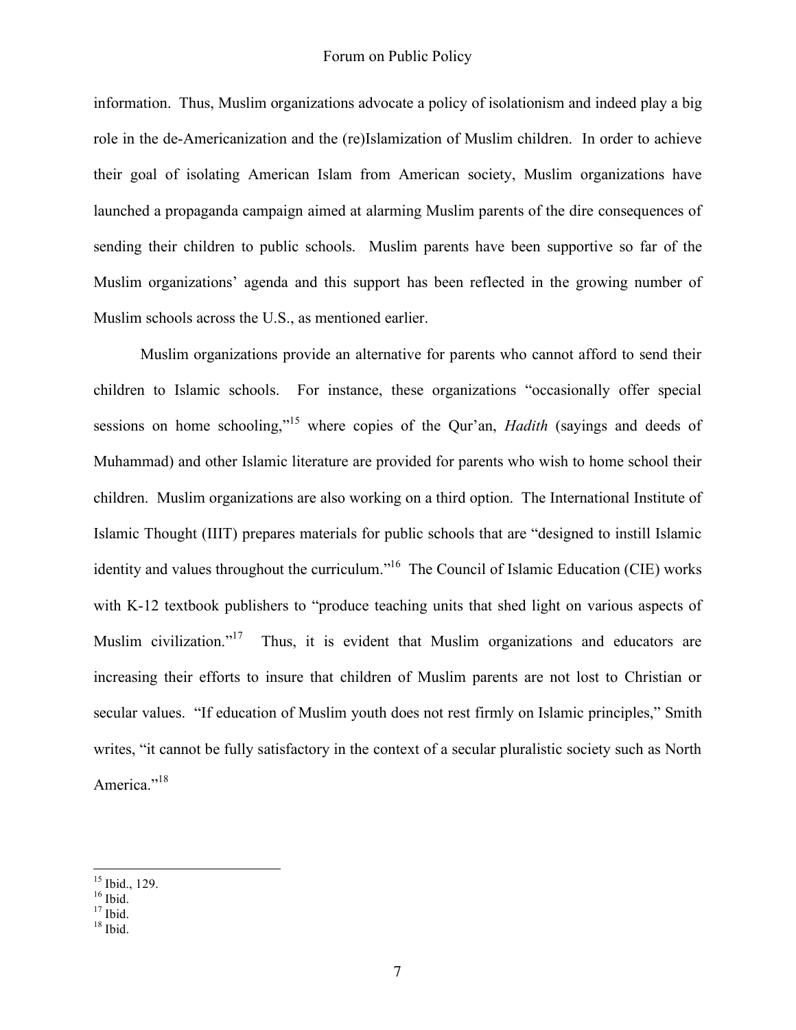information. Thus, Muslim organizations advocate a policy of isolationism and indeed play a big role in the de-Americanization and the (re)Islamization of Muslim children. In order to achieve their goal of isolating American Islam from American society, Muslim organizations have launched a propaganda campaign aimed at alarming Muslim parents of the dire consequences of sending their children to public schools. Muslim parents have been supportive so far of the Muslim organizations' agenda and this support has been reflected in the growing number of Muslim schools across the U.S., as mentioned earlier.

Muslim organizations provide an alternative for parents who cannot afford to send their children to Islamic schools. For instance, these organizations "occasionally offer special sessions on home schooling,"[15] where copies of the Qur'an, *Hadith* (sayings and deeds of Muhammad) and other Islamic literature are provided for parents who wish to home school their children. Muslim organizations are also working on a third option. The International Institute of Islamic Thought (IIIT) prepares materials for public schools that are "designed to instill Islamic identity and values throughout the curriculum."[16] The Council of Islamic Education (CIE) works with K-12 textbook publishers to "produce teaching units that shed light on various aspects of Muslim civilization."[17] Thus, it is evident that Muslim organizations and educators are increasing their efforts to insure that children of Muslim parents are not lost to Christian or secular values. "If education of Muslim youth does not rest firmly on Islamic principles," Smith writes, "it cannot be fully satisfactory in the context of a secular pluralistic society such as North America."[18]

---

[15] Ibid., 129.
[16] Ibid.
[17] Ibid.
[18] Ibid.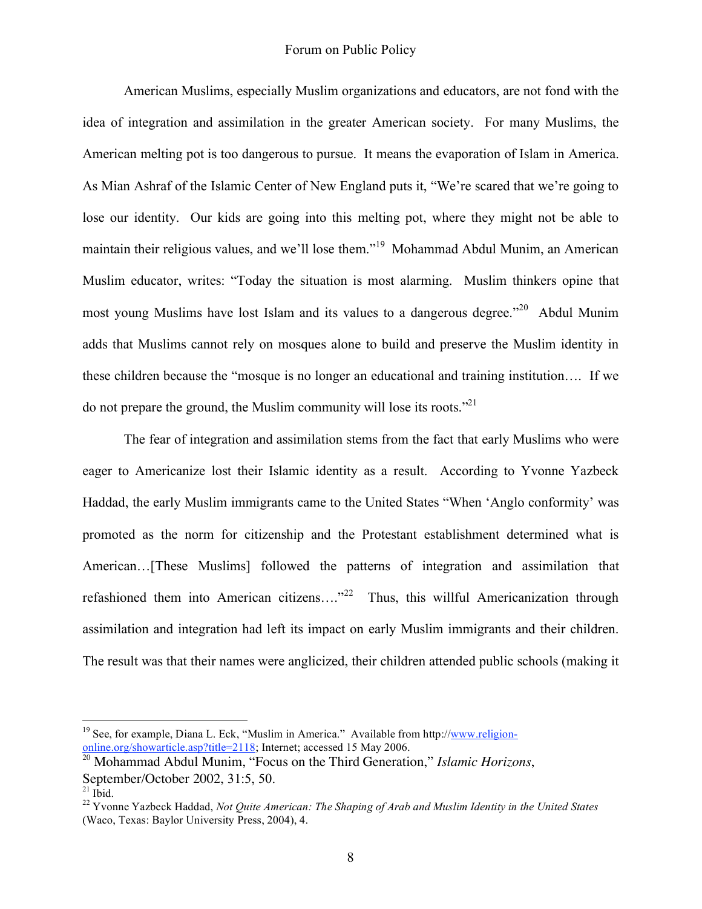American Muslims, especially Muslim organizations and educators, are not fond with the idea of integration and assimilation in the greater American society. For many Muslims, the American melting pot is too dangerous to pursue. It means the evaporation of Islam in America. As Mian Ashraf of the Islamic Center of New England puts it, "We're scared that we're going to lose our identity. Our kids are going into this melting pot, where they might not be able to maintain their religious values, and we'll lose them."[19] Mohammad Abdul Munim, an American Muslim educator, writes: "Today the situation is most alarming. Muslim thinkers opine that most young Muslims have lost Islam and its values to a dangerous degree."[20] Abdul Munim adds that Muslims cannot rely on mosques alone to build and preserve the Muslim identity in these children because the "mosque is no longer an educational and training institution…. If we do not prepare the ground, the Muslim community will lose its roots."[21]

The fear of integration and assimilation stems from the fact that early Muslims who were eager to Americanize lost their Islamic identity as a result. According to Yvonne Yazbeck Haddad, the early Muslim immigrants came to the United States "When 'Anglo conformity' was promoted as the norm for citizenship and the Protestant establishment determined what is American…[These Muslims] followed the patterns of integration and assimilation that refashioned them into American citizens…."[22] Thus, this willful Americanization through assimilation and integration had left its impact on early Muslim immigrants and their children. The result was that their names were anglicized, their children attended public schools (making it

---

[19] See, for example, Diana L. Eck, "Muslim in America." Available from http://www.religion-online.org/showarticle.asp?title=2118; Internet; accessed 15 May 2006.

[20] Mohammad Abdul Munim, "Focus on the Third Generation," *Islamic Horizons*, September/October 2002, 31:5, 50.

[21] Ibid.

[22] Yvonne Yazbeck Haddad, *Not Quite American: The Shaping of Arab and Muslim Identity in the United States* (Waco, Texas: Baylor University Press, 2004), 4.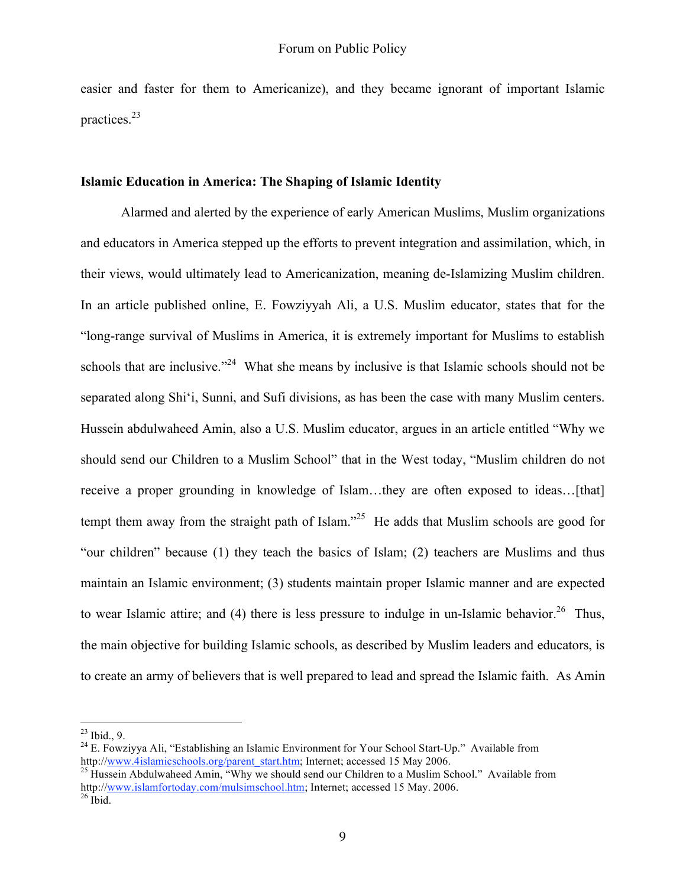easier and faster for them to Americanize), and they became ignorant of important Islamic practices.[23]

## Islamic Education in America: The Shaping of Islamic Identity

Alarmed and alerted by the experience of early American Muslims, Muslim organizations and educators in America stepped up the efforts to prevent integration and assimilation, which, in their views, would ultimately lead to Americanization, meaning de-Islamizing Muslim children. In an article published online, E. Fowziyyah Ali, a U.S. Muslim educator, states that for the "long-range survival of Muslims in America, it is extremely important for Muslims to establish schools that are inclusive."[24] What she means by inclusive is that Islamic schools should not be separated along Shi'i, Sunni, and Sufi divisions, as has been the case with many Muslim centers. Hussein abdulwaheed Amin, also a U.S. Muslim educator, argues in an article entitled "Why we should send our Children to a Muslim School" that in the West today, "Muslim children do not receive a proper grounding in knowledge of Islam…they are often exposed to ideas…[that] tempt them away from the straight path of Islam."[25] He adds that Muslim schools are good for "our children" because (1) they teach the basics of Islam; (2) teachers are Muslims and thus maintain an Islamic environment; (3) students maintain proper Islamic manner and are expected to wear Islamic attire; and (4) there is less pressure to indulge in un-Islamic behavior.[26] Thus, the main objective for building Islamic schools, as described by Muslim leaders and educators, is to create an army of believers that is well prepared to lead and spread the Islamic faith. As Amin

---

[23] Ibid., 9.

[24] E. Fowziyya Ali, "Establishing an Islamic Environment for Your School Start-Up." Available from http://www.4islamicschools.org/parent_start.htm; Internet; accessed 15 May 2006.

[25] Hussein Abdulwaheed Amin, "Why we should send our Children to a Muslim School." Available from http://www.islamfortoday.com/mulsimschool.htm; Internet; accessed 15 May. 2006.

[26] Ibid.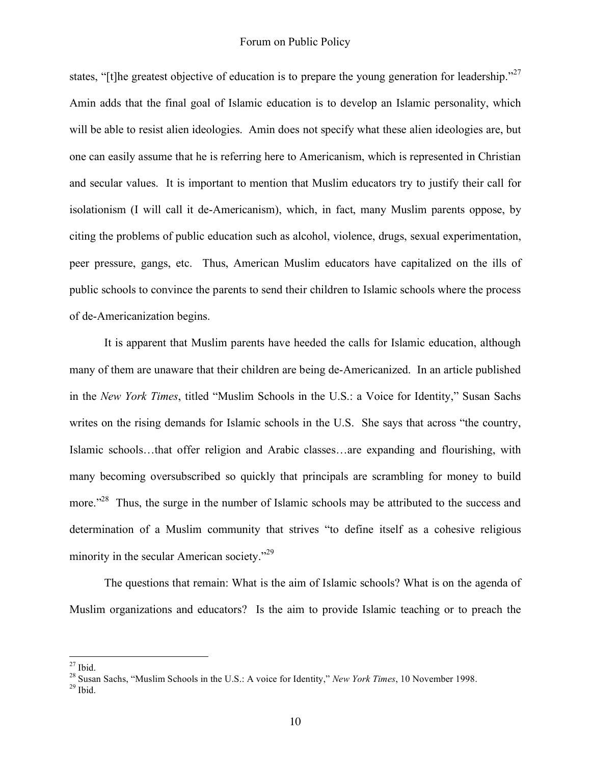states, "[t]he greatest objective of education is to prepare the young generation for leadership."[27] Amin adds that the final goal of Islamic education is to develop an Islamic personality, which will be able to resist alien ideologies. Amin does not specify what these alien ideologies are, but one can easily assume that he is referring here to Americanism, which is represented in Christian and secular values. It is important to mention that Muslim educators try to justify their call for isolationism (I will call it de-Americanism), which, in fact, many Muslim parents oppose, by citing the problems of public education such as alcohol, violence, drugs, sexual experimentation, peer pressure, gangs, etc. Thus, American Muslim educators have capitalized on the ills of public schools to convince the parents to send their children to Islamic schools where the process of de-Americanization begins.

It is apparent that Muslim parents have heeded the calls for Islamic education, although many of them are unaware that their children are being de-Americanized. In an article published in the *New York Times*, titled "Muslim Schools in the U.S.: a Voice for Identity," Susan Sachs writes on the rising demands for Islamic schools in the U.S. She says that across "the country, Islamic schools…that offer religion and Arabic classes…are expanding and flourishing, with many becoming oversubscribed so quickly that principals are scrambling for money to build more."[28] Thus, the surge in the number of Islamic schools may be attributed to the success and determination of a Muslim community that strives "to define itself as a cohesive religious minority in the secular American society."[29]

The questions that remain: What is the aim of Islamic schools? What is on the agenda of Muslim organizations and educators? Is the aim to provide Islamic teaching or to preach the

---

[27] Ibid.

[28] Susan Sachs, "Muslim Schools in the U.S.: A voice for Identity," *New York Times*, 10 November 1998.

[29] Ibid.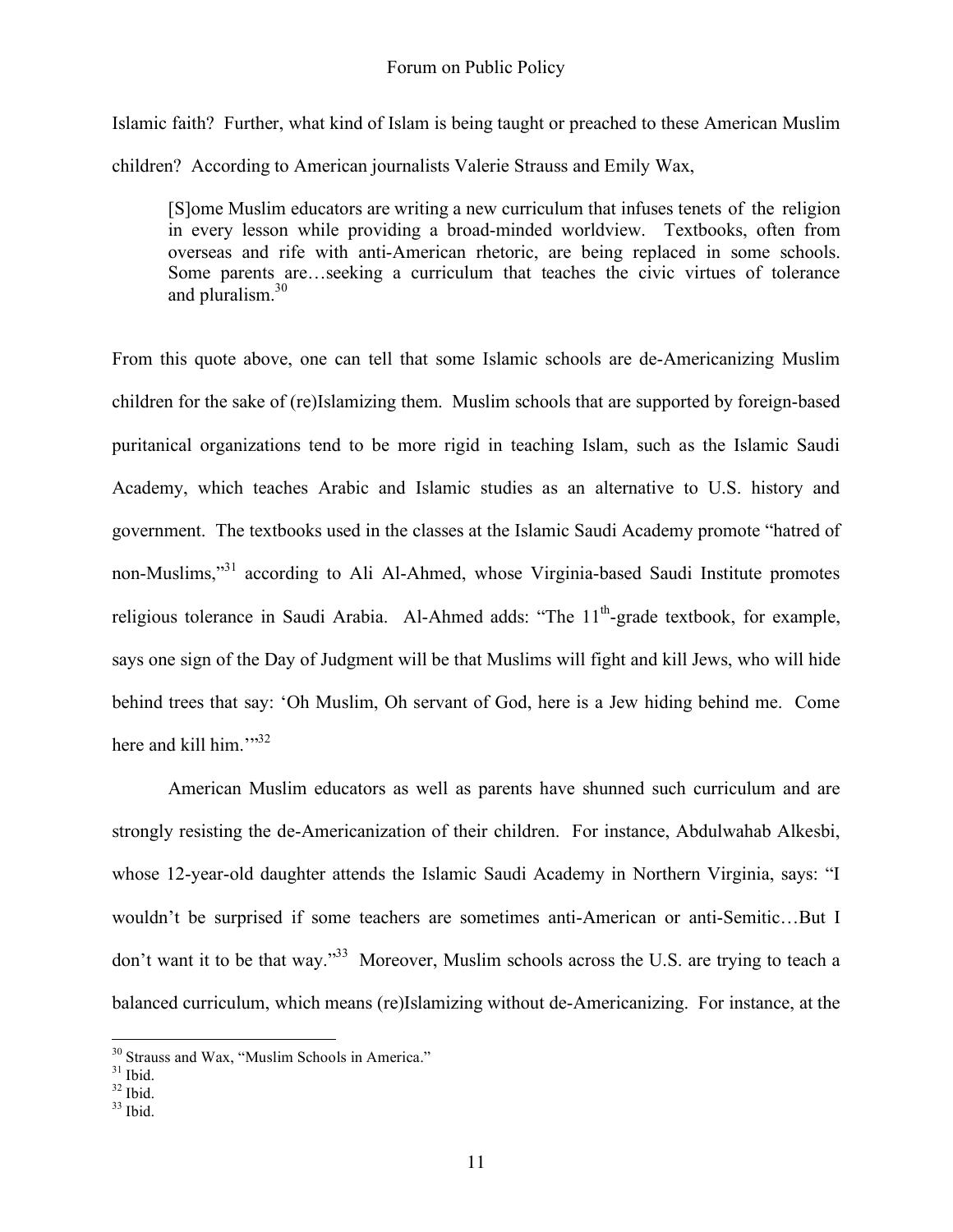Islamic faith? Further, what kind of Islam is being taught or preached to these American Muslim children? According to American journalists Valerie Strauss and Emily Wax,

> [S]ome Muslim educators are writing a new curriculum that infuses tenets of the religion in every lesson while providing a broad-minded worldview. Textbooks, often from overseas and rife with anti-American rhetoric, are being replaced in some schools. Some parents are…seeking a curriculum that teaches the civic virtues of tolerance and pluralism.[30]

From this quote above, one can tell that some Islamic schools are de-Americanizing Muslim children for the sake of (re)Islamizing them. Muslim schools that are supported by foreign-based puritanical organizations tend to be more rigid in teaching Islam, such as the Islamic Saudi Academy, which teaches Arabic and Islamic studies as an alternative to U.S. history and government. The textbooks used in the classes at the Islamic Saudi Academy promote "hatred of non-Muslims,"[31] according to Ali Al-Ahmed, whose Virginia-based Saudi Institute promotes religious tolerance in Saudi Arabia. Al-Ahmed adds: "The 11th-grade textbook, for example, says one sign of the Day of Judgment will be that Muslims will fight and kill Jews, who will hide behind trees that say: 'Oh Muslim, Oh servant of God, here is a Jew hiding behind me. Come here and kill him.'"[32]

American Muslim educators as well as parents have shunned such curriculum and are strongly resisting the de-Americanization of their children. For instance, Abdulwahab Alkesbi, whose 12-year-old daughter attends the Islamic Saudi Academy in Northern Virginia, says: "I wouldn't be surprised if some teachers are sometimes anti-American or anti-Semitic…But I don't want it to be that way."[33] Moreover, Muslim schools across the U.S. are trying to teach a balanced curriculum, which means (re)Islamizing without de-Americanizing. For instance, at the

---

[30] Strauss and Wax, "Muslim Schools in America."
[31] Ibid.
[32] Ibid.
[33] Ibid.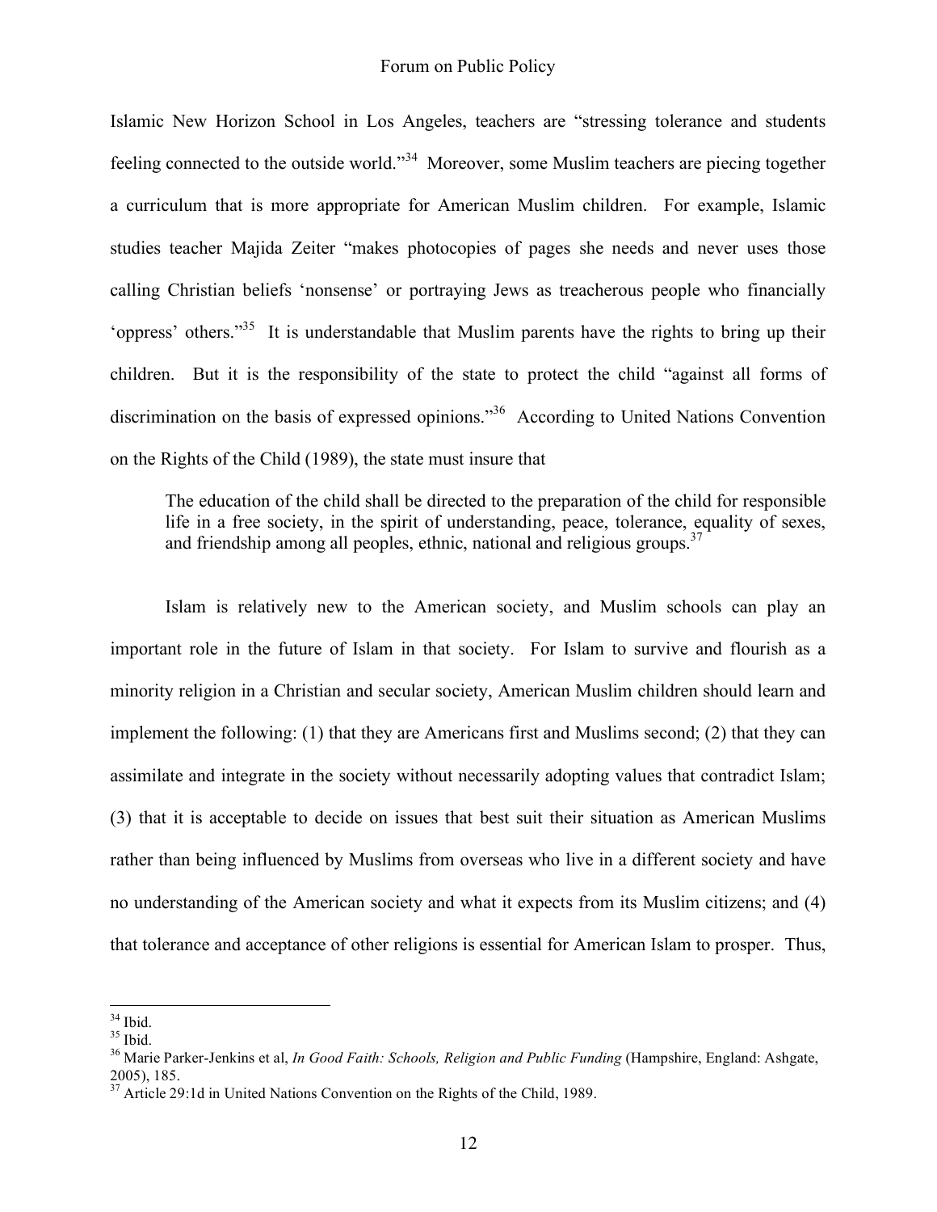Islamic New Horizon School in Los Angeles, teachers are "stressing tolerance and students feeling connected to the outside world."[34] Moreover, some Muslim teachers are piecing together a curriculum that is more appropriate for American Muslim children. For example, Islamic studies teacher Majida Zeiter "makes photocopies of pages she needs and never uses those calling Christian beliefs 'nonsense' or portraying Jews as treacherous people who financially 'oppress' others."[35] It is understandable that Muslim parents have the rights to bring up their children. But it is the responsibility of the state to protect the child "against all forms of discrimination on the basis of expressed opinions."[36] According to United Nations Convention on the Rights of the Child (1989), the state must insure that

> The education of the child shall be directed to the preparation of the child for responsible life in a free society, in the spirit of understanding, peace, tolerance, equality of sexes, and friendship among all peoples, ethnic, national and religious groups.[37]

Islam is relatively new to the American society, and Muslim schools can play an important role in the future of Islam in that society. For Islam to survive and flourish as a minority religion in a Christian and secular society, American Muslim children should learn and implement the following: (1) that they are Americans first and Muslims second; (2) that they can assimilate and integrate in the society without necessarily adopting values that contradict Islam; (3) that it is acceptable to decide on issues that best suit their situation as American Muslims rather than being influenced by Muslims from overseas who live in a different society and have no understanding of the American society and what it expects from its Muslim citizens; and (4) that tolerance and acceptance of other religions is essential for American Islam to prosper. Thus,

---

[34] Ibid.

[35] Ibid.

[36] Marie Parker-Jenkins et al, *In Good Faith: Schools, Religion and Public Funding* (Hampshire, England: Ashgate, 2005), 185.

[37] Article 29:1d in United Nations Convention on the Rights of the Child, 1989.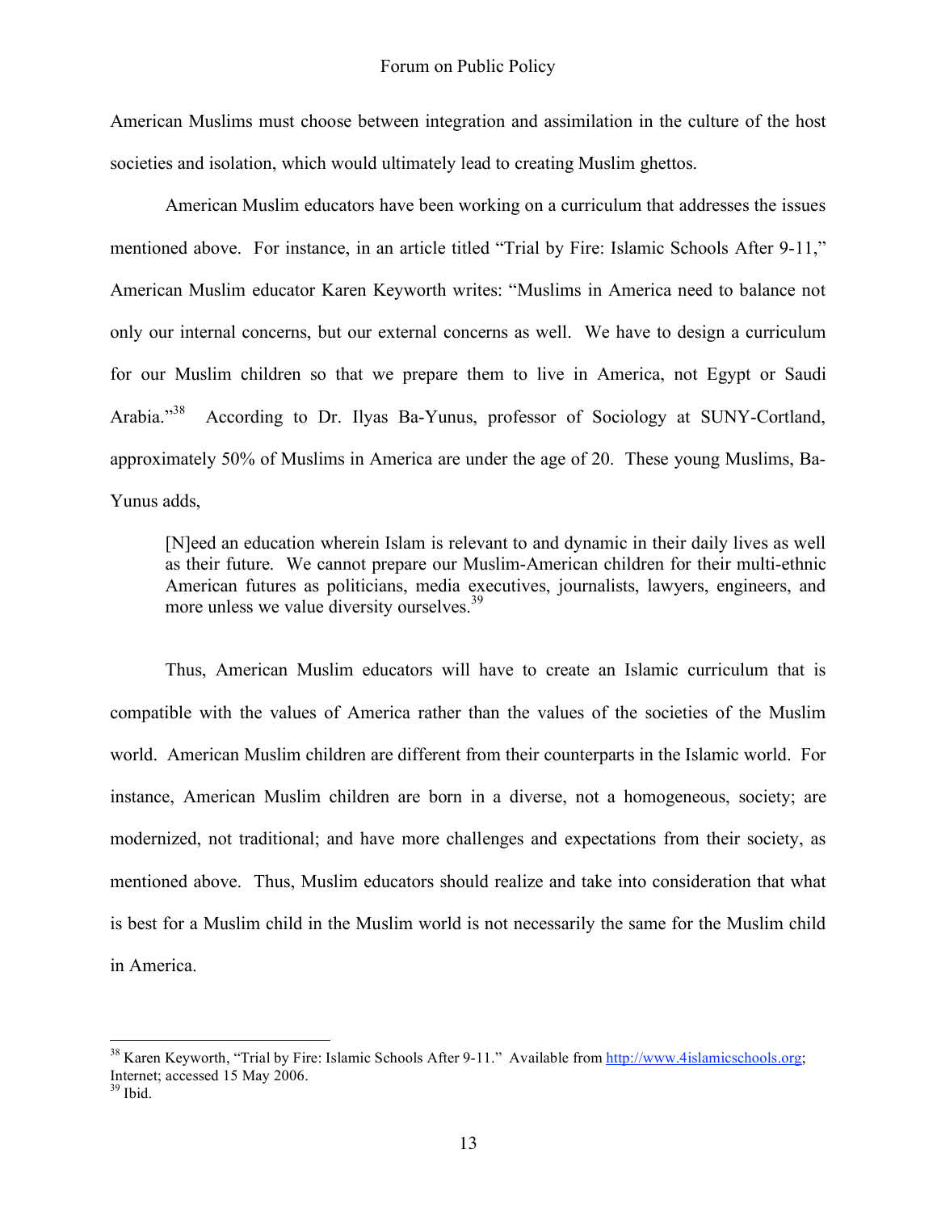American Muslims must choose between integration and assimilation in the culture of the host societies and isolation, which would ultimately lead to creating Muslim ghettos.

American Muslim educators have been working on a curriculum that addresses the issues mentioned above. For instance, in an article titled "Trial by Fire: Islamic Schools After 9-11," American Muslim educator Karen Keyworth writes: "Muslims in America need to balance not only our internal concerns, but our external concerns as well. We have to design a curriculum for our Muslim children so that we prepare them to live in America, not Egypt or Saudi Arabia."[38] According to Dr. Ilyas Ba-Yunus, professor of Sociology at SUNY-Cortland, approximately 50% of Muslims in America are under the age of 20. These young Muslims, Ba-Yunus adds,

> [N]eed an education wherein Islam is relevant to and dynamic in their daily lives as well as their future. We cannot prepare our Muslim-American children for their multi-ethnic American futures as politicians, media executives, journalists, lawyers, engineers, and more unless we value diversity ourselves.[39]

Thus, American Muslim educators will have to create an Islamic curriculum that is compatible with the values of America rather than the values of the societies of the Muslim world. American Muslim children are different from their counterparts in the Islamic world. For instance, American Muslim children are born in a diverse, not a homogeneous, society; are modernized, not traditional; and have more challenges and expectations from their society, as mentioned above. Thus, Muslim educators should realize and take into consideration that what is best for a Muslim child in the Muslim world is not necessarily the same for the Muslim child in America.

---

[38] Karen Keyworth, "Trial by Fire: Islamic Schools After 9-11." Available from http://www.4islamicschools.org; Internet; accessed 15 May 2006.

[39] Ibid.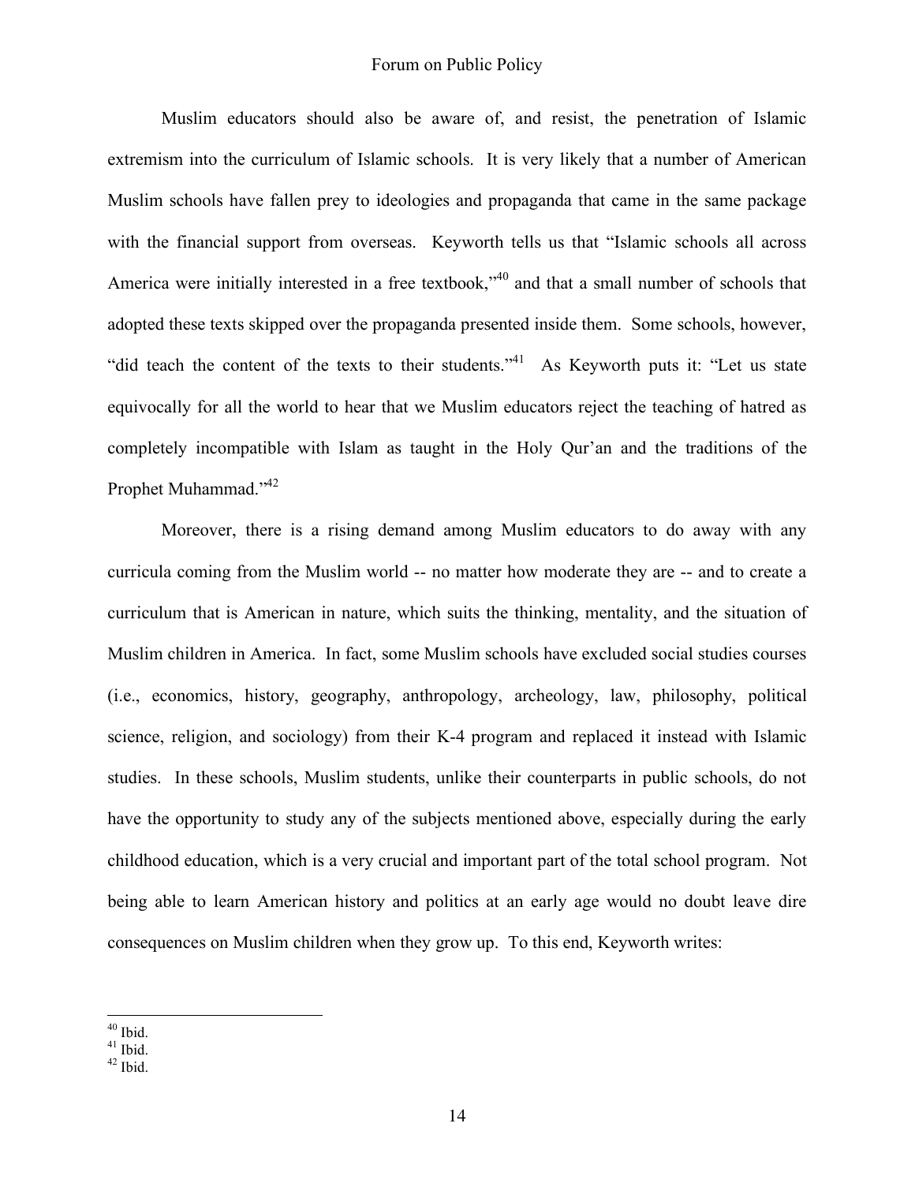Muslim educators should also be aware of, and resist, the penetration of Islamic extremism into the curriculum of Islamic schools. It is very likely that a number of American Muslim schools have fallen prey to ideologies and propaganda that came in the same package with the financial support from overseas. Keyworth tells us that "Islamic schools all across America were initially interested in a free textbook,"[40] and that a small number of schools that adopted these texts skipped over the propaganda presented inside them. Some schools, however, "did teach the content of the texts to their students."[41] As Keyworth puts it: "Let us state equivocally for all the world to hear that we Muslim educators reject the teaching of hatred as completely incompatible with Islam as taught in the Holy Qur'an and the traditions of the Prophet Muhammad."[42]

Moreover, there is a rising demand among Muslim educators to do away with any curricula coming from the Muslim world -- no matter how moderate they are -- and to create a curriculum that is American in nature, which suits the thinking, mentality, and the situation of Muslim children in America. In fact, some Muslim schools have excluded social studies courses (i.e., economics, history, geography, anthropology, archeology, law, philosophy, political science, religion, and sociology) from their K-4 program and replaced it instead with Islamic studies. In these schools, Muslim students, unlike their counterparts in public schools, do not have the opportunity to study any of the subjects mentioned above, especially during the early childhood education, which is a very crucial and important part of the total school program. Not being able to learn American history and politics at an early age would no doubt leave dire consequences on Muslim children when they grow up. To this end, Keyworth writes:

---

[40] Ibid.
[41] Ibid.
[42] Ibid.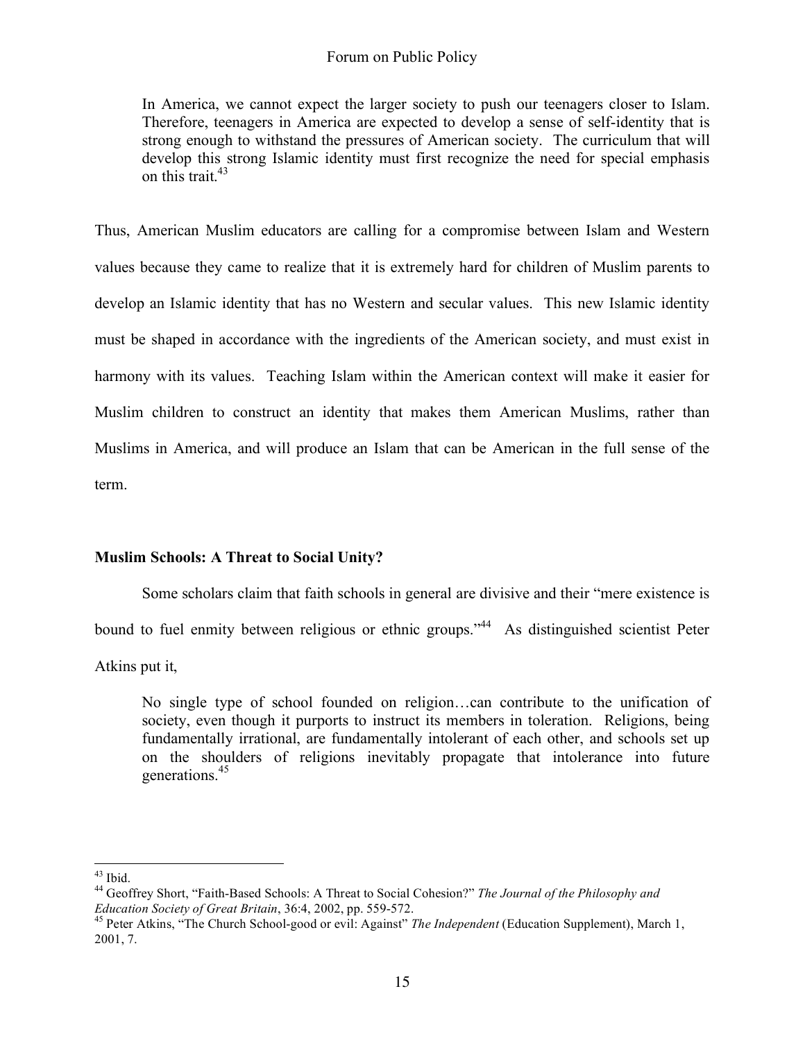> In America, we cannot expect the larger society to push our teenagers closer to Islam. Therefore, teenagers in America are expected to develop a sense of self-identity that is strong enough to withstand the pressures of American society. The curriculum that will develop this strong Islamic identity must first recognize the need for special emphasis on this trait.[43]

Thus, American Muslim educators are calling for a compromise between Islam and Western values because they came to realize that it is extremely hard for children of Muslim parents to develop an Islamic identity that has no Western and secular values. This new Islamic identity must be shaped in accordance with the ingredients of the American society, and must exist in harmony with its values. Teaching Islam within the American context will make it easier for Muslim children to construct an identity that makes them American Muslims, rather than Muslims in America, and will produce an Islam that can be American in the full sense of the term.

**Muslim Schools: A Threat to Social Unity?**

Some scholars claim that faith schools in general are divisive and their "mere existence is bound to fuel enmity between religious or ethnic groups."[44] As distinguished scientist Peter Atkins put it,

> No single type of school founded on religion…can contribute to the unification of society, even though it purports to instruct its members in toleration. Religions, being fundamentally irrational, are fundamentally intolerant of each other, and schools set up on the shoulders of religions inevitably propagate that intolerance into future generations.[45]

---

[43] Ibid.

[44] Geoffrey Short, "Faith-Based Schools: A Threat to Social Cohesion?" *The Journal of the Philosophy and Education Society of Great Britain*, 36:4, 2002, pp. 559-572.

[45] Peter Atkins, "The Church School-good or evil: Against" *The Independent* (Education Supplement), March 1, 2001, 7.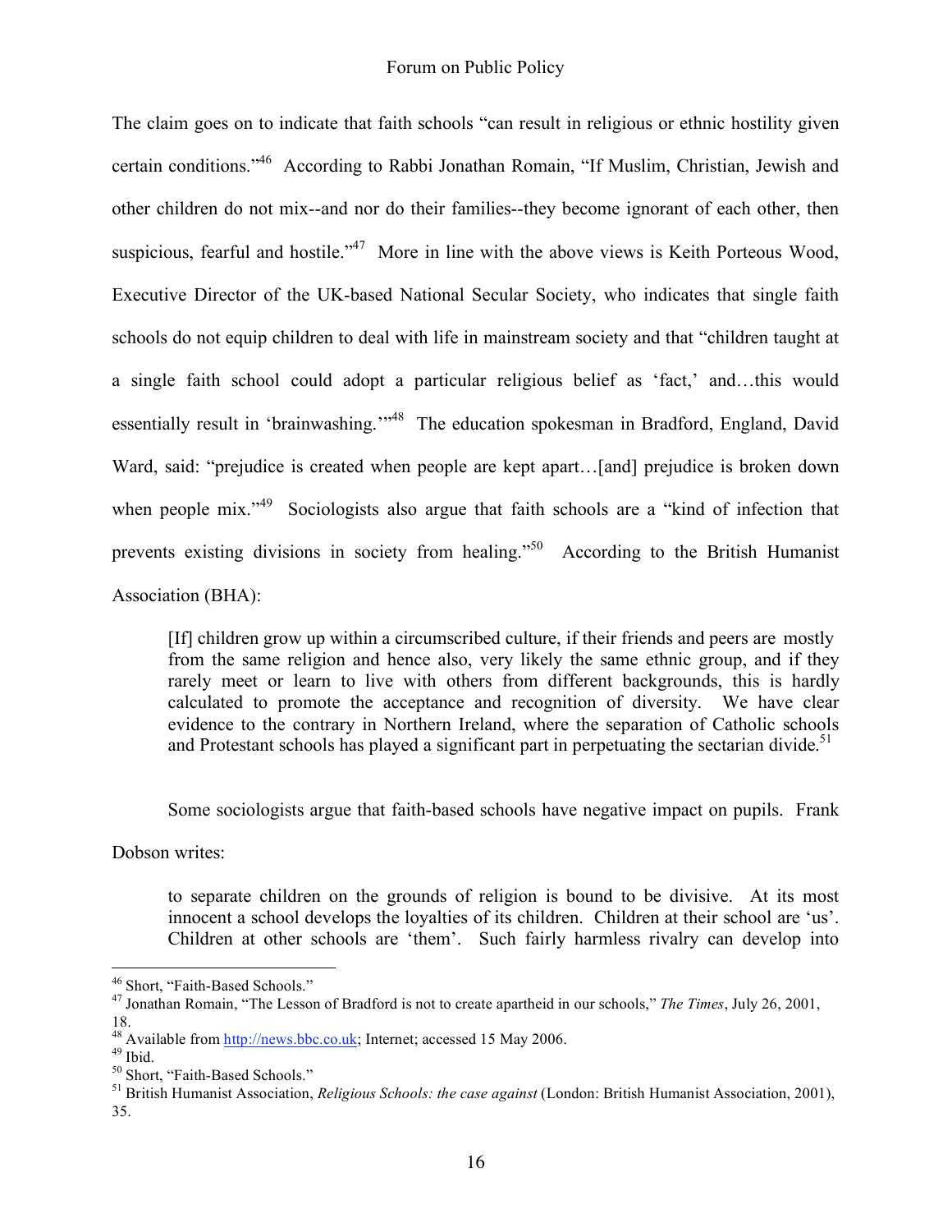The claim goes on to indicate that faith schools "can result in religious or ethnic hostility given certain conditions."[46] According to Rabbi Jonathan Romain, "If Muslim, Christian, Jewish and other children do not mix--and nor do their families--they become ignorant of each other, then suspicious, fearful and hostile."[47] More in line with the above views is Keith Porteous Wood, Executive Director of the UK-based National Secular Society, who indicates that single faith schools do not equip children to deal with life in mainstream society and that "children taught at a single faith school could adopt a particular religious belief as 'fact,' and…this would essentially result in 'brainwashing.'"[48] The education spokesman in Bradford, England, David Ward, said: "prejudice is created when people are kept apart…[and] prejudice is broken down when people mix."[49] Sociologists also argue that faith schools are a "kind of infection that prevents existing divisions in society from healing."[50] According to the British Humanist Association (BHA):

> [If] children grow up within a circumscribed culture, if their friends and peers are mostly from the same religion and hence also, very likely the same ethnic group, and if they rarely meet or learn to live with others from different backgrounds, this is hardly calculated to promote the acceptance and recognition of diversity. We have clear evidence to the contrary in Northern Ireland, where the separation of Catholic schools and Protestant schools has played a significant part in perpetuating the sectarian divide.[51]

Some sociologists argue that faith-based schools have negative impact on pupils. Frank Dobson writes:

> to separate children on the grounds of religion is bound to be divisive. At its most innocent a school develops the loyalties of its children. Children at their school are 'us'. Children at other schools are 'them'. Such fairly harmless rivalry can develop into

---

[46] Short, "Faith-Based Schools."

[47] Jonathan Romain, "The Lesson of Bradford is not to create apartheid in our schools," *The Times*, July 26, 2001, 18.

[48] Available from http://news.bbc.co.uk; Internet; accessed 15 May 2006.

[49] Ibid.

[50] Short, "Faith-Based Schools."

[51] British Humanist Association, *Religious Schools: the case against* (London: British Humanist Association, 2001), 35.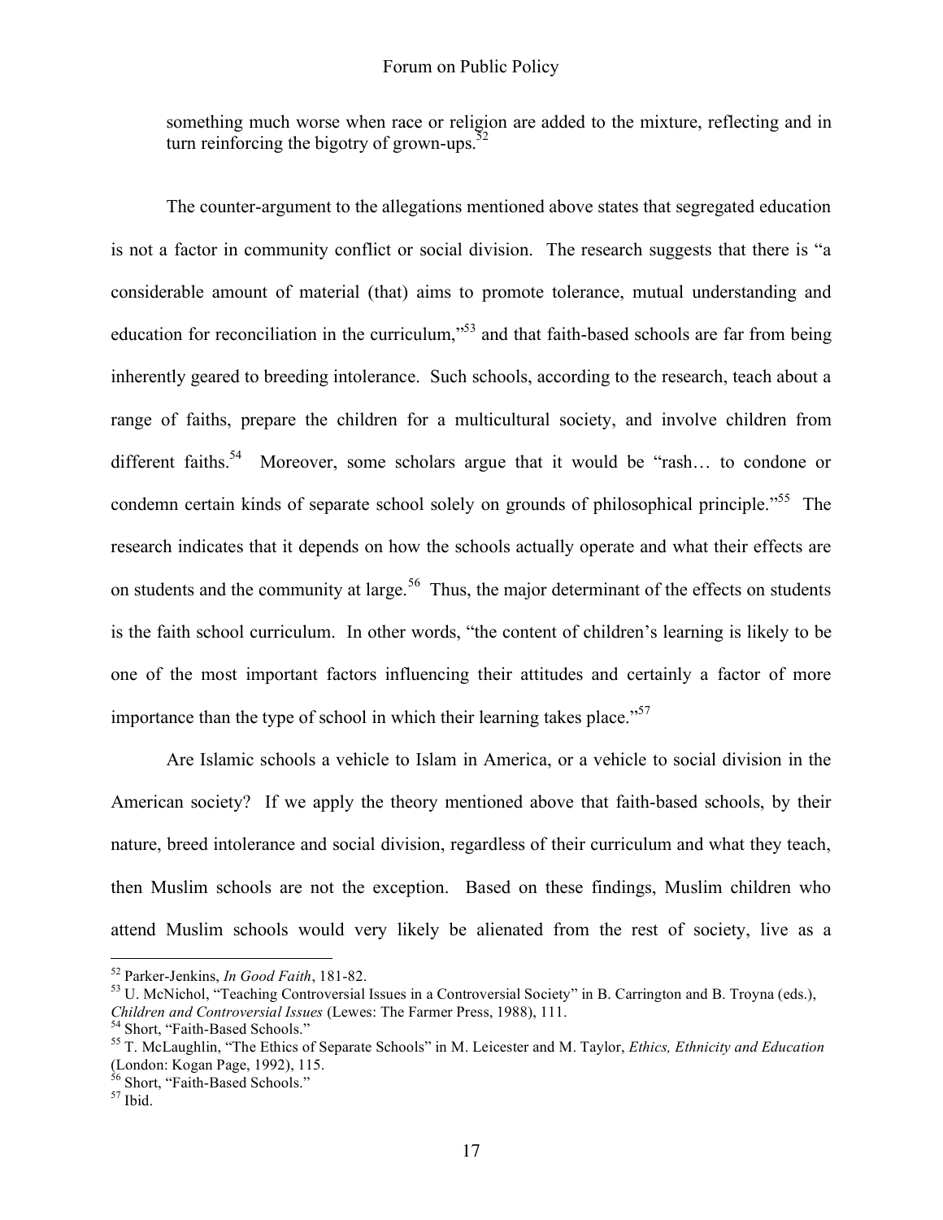something much worse when race or religion are added to the mixture, reflecting and in turn reinforcing the bigotry of grown-ups.[52]

The counter-argument to the allegations mentioned above states that segregated education is not a factor in community conflict or social division. The research suggests that there is "a considerable amount of material (that) aims to promote tolerance, mutual understanding and education for reconciliation in the curriculum,"[53] and that faith-based schools are far from being inherently geared to breeding intolerance. Such schools, according to the research, teach about a range of faiths, prepare the children for a multicultural society, and involve children from different faiths.[54] Moreover, some scholars argue that it would be "rash… to condone or condemn certain kinds of separate school solely on grounds of philosophical principle."[55] The research indicates that it depends on how the schools actually operate and what their effects are on students and the community at large.[56] Thus, the major determinant of the effects on students is the faith school curriculum. In other words, "the content of children's learning is likely to be one of the most important factors influencing their attitudes and certainly a factor of more importance than the type of school in which their learning takes place."[57]

Are Islamic schools a vehicle to Islam in America, or a vehicle to social division in the American society? If we apply the theory mentioned above that faith-based schools, by their nature, breed intolerance and social division, regardless of their curriculum and what they teach, then Muslim schools are not the exception. Based on these findings, Muslim children who attend Muslim schools would very likely be alienated from the rest of society, live as a

---

[52] Parker-Jenkins, *In Good Faith*, 181-82.

[53] U. McNichol, "Teaching Controversial Issues in a Controversial Society" in B. Carrington and B. Troyna (eds.), *Children and Controversial Issues* (Lewes: The Farmer Press, 1988), 111.

[54] Short, "Faith-Based Schools."

[55] T. McLaughlin, "The Ethics of Separate Schools" in M. Leicester and M. Taylor, *Ethics, Ethnicity and Education* (London: Kogan Page, 1992), 115.

[56] Short, "Faith-Based Schools."

[57] Ibid.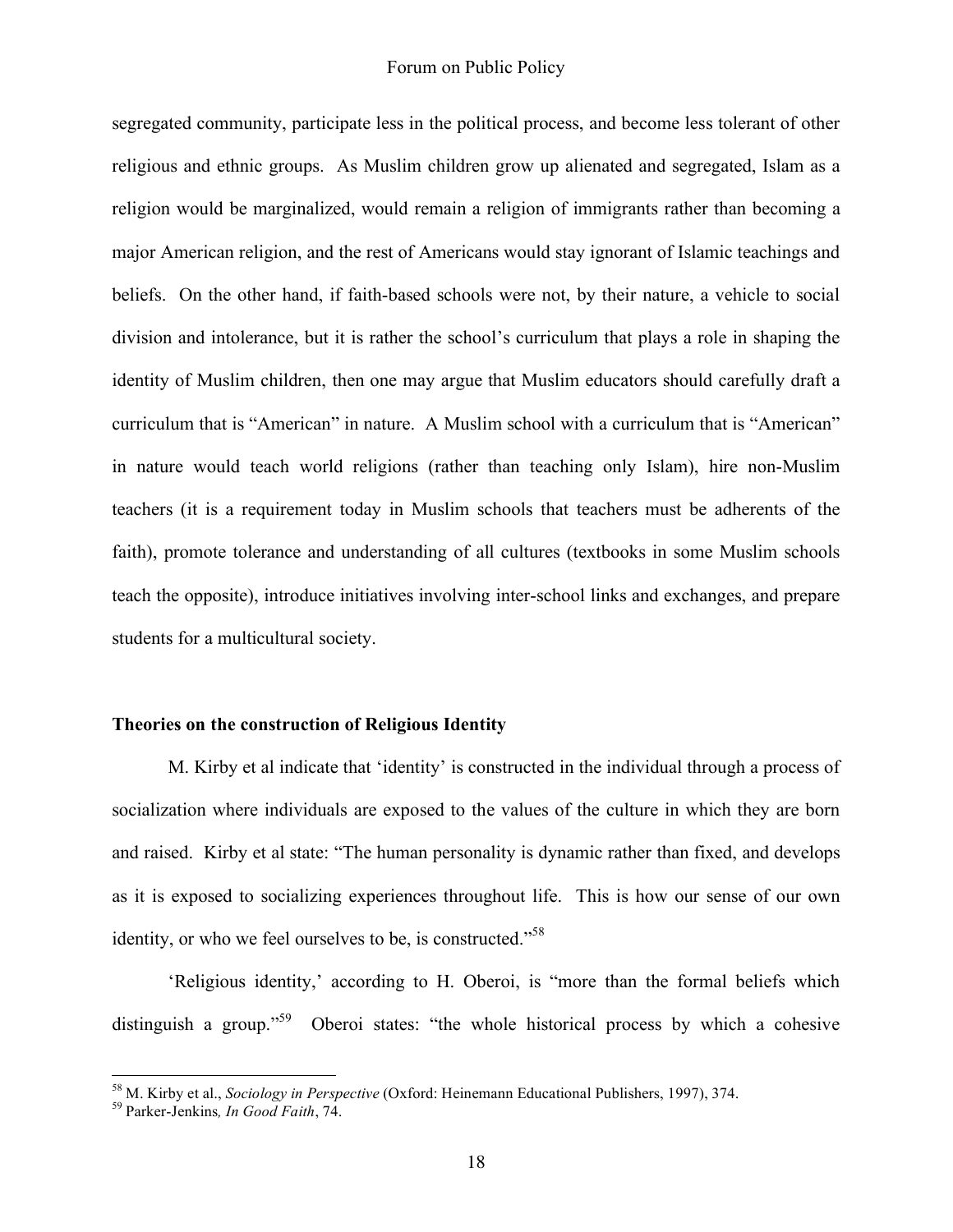segregated community, participate less in the political process, and become less tolerant of other religious and ethnic groups. As Muslim children grow up alienated and segregated, Islam as a religion would be marginalized, would remain a religion of immigrants rather than becoming a major American religion, and the rest of Americans would stay ignorant of Islamic teachings and beliefs. On the other hand, if faith-based schools were not, by their nature, a vehicle to social division and intolerance, but it is rather the school's curriculum that plays a role in shaping the identity of Muslim children, then one may argue that Muslim educators should carefully draft a curriculum that is "American" in nature. A Muslim school with a curriculum that is "American" in nature would teach world religions (rather than teaching only Islam), hire non-Muslim teachers (it is a requirement today in Muslim schools that teachers must be adherents of the faith), promote tolerance and understanding of all cultures (textbooks in some Muslim schools teach the opposite), introduce initiatives involving inter-school links and exchanges, and prepare students for a multicultural society.

## Theories on the construction of Religious Identity

M. Kirby et al indicate that 'identity' is constructed in the individual through a process of socialization where individuals are exposed to the values of the culture in which they are born and raised. Kirby et al state: "The human personality is dynamic rather than fixed, and develops as it is exposed to socializing experiences throughout life. This is how our sense of our own identity, or who we feel ourselves to be, is constructed."[58]

'Religious identity,' according to H. Oberoi, is "more than the formal beliefs which distinguish a group."[59] Oberoi states: "the whole historical process by which a cohesive

---

[58] M. Kirby et al., *Sociology in Perspective* (Oxford: Heinemann Educational Publishers, 1997), 374.

[59] Parker-Jenkins*, In Good Faith*, 74.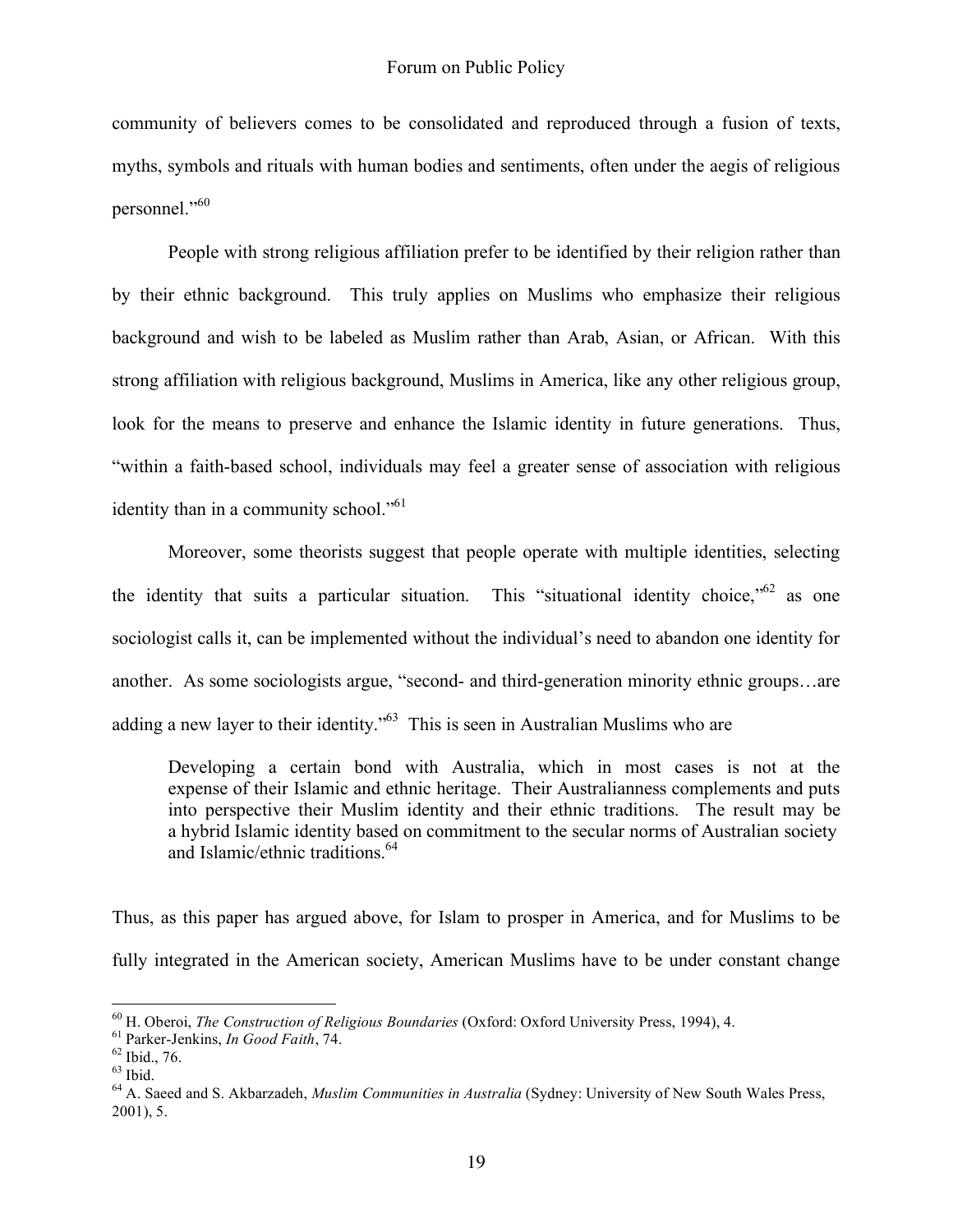community of believers comes to be consolidated and reproduced through a fusion of texts, myths, symbols and rituals with human bodies and sentiments, often under the aegis of religious personnel."[60]

People with strong religious affiliation prefer to be identified by their religion rather than by their ethnic background. This truly applies on Muslims who emphasize their religious background and wish to be labeled as Muslim rather than Arab, Asian, or African. With this strong affiliation with religious background, Muslims in America, like any other religious group, look for the means to preserve and enhance the Islamic identity in future generations. Thus, "within a faith-based school, individuals may feel a greater sense of association with religious identity than in a community school."[61]

Moreover, some theorists suggest that people operate with multiple identities, selecting the identity that suits a particular situation. This "situational identity choice,"[62] as one sociologist calls it, can be implemented without the individual's need to abandon one identity for another. As some sociologists argue, "second- and third-generation minority ethnic groups…are adding a new layer to their identity."[63] This is seen in Australian Muslims who are

> Developing a certain bond with Australia, which in most cases is not at the expense of their Islamic and ethnic heritage. Their Australianness complements and puts into perspective their Muslim identity and their ethnic traditions. The result may be a hybrid Islamic identity based on commitment to the secular norms of Australian society and Islamic/ethnic traditions.[64]

Thus, as this paper has argued above, for Islam to prosper in America, and for Muslims to be fully integrated in the American society, American Muslims have to be under constant change

---

[60] H. Oberoi, *The Construction of Religious Boundaries* (Oxford: Oxford University Press, 1994), 4.

[61] Parker-Jenkins, *In Good Faith*, 74.

[62] Ibid., 76.

[63] Ibid.

[64] A. Saeed and S. Akbarzadeh, *Muslim Communities in Australia* (Sydney: University of New South Wales Press, 2001), 5.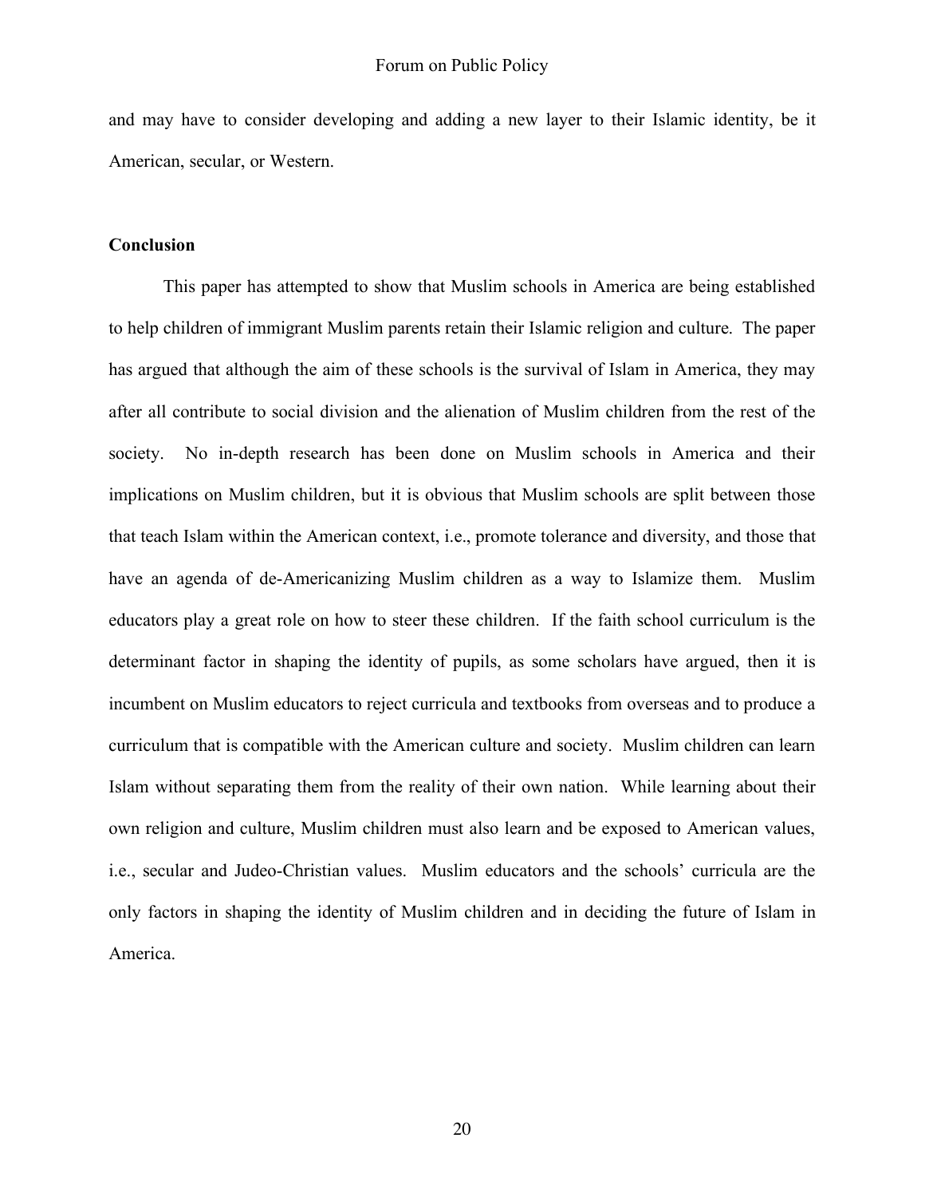and may have to consider developing and adding a new layer to their Islamic identity, be it American, secular, or Western.

## Conclusion

This paper has attempted to show that Muslim schools in America are being established to help children of immigrant Muslim parents retain their Islamic religion and culture. The paper has argued that although the aim of these schools is the survival of Islam in America, they may after all contribute to social division and the alienation of Muslim children from the rest of the society. No in-depth research has been done on Muslim schools in America and their implications on Muslim children, but it is obvious that Muslim schools are split between those that teach Islam within the American context, i.e., promote tolerance and diversity, and those that have an agenda of de-Americanizing Muslim children as a way to Islamize them. Muslim educators play a great role on how to steer these children. If the faith school curriculum is the determinant factor in shaping the identity of pupils, as some scholars have argued, then it is incumbent on Muslim educators to reject curricula and textbooks from overseas and to produce a curriculum that is compatible with the American culture and society. Muslim children can learn Islam without separating them from the reality of their own nation. While learning about their own religion and culture, Muslim children must also learn and be exposed to American values, i.e., secular and Judeo-Christian values. Muslim educators and the schools' curricula are the only factors in shaping the identity of Muslim children and in deciding the future of Islam in America.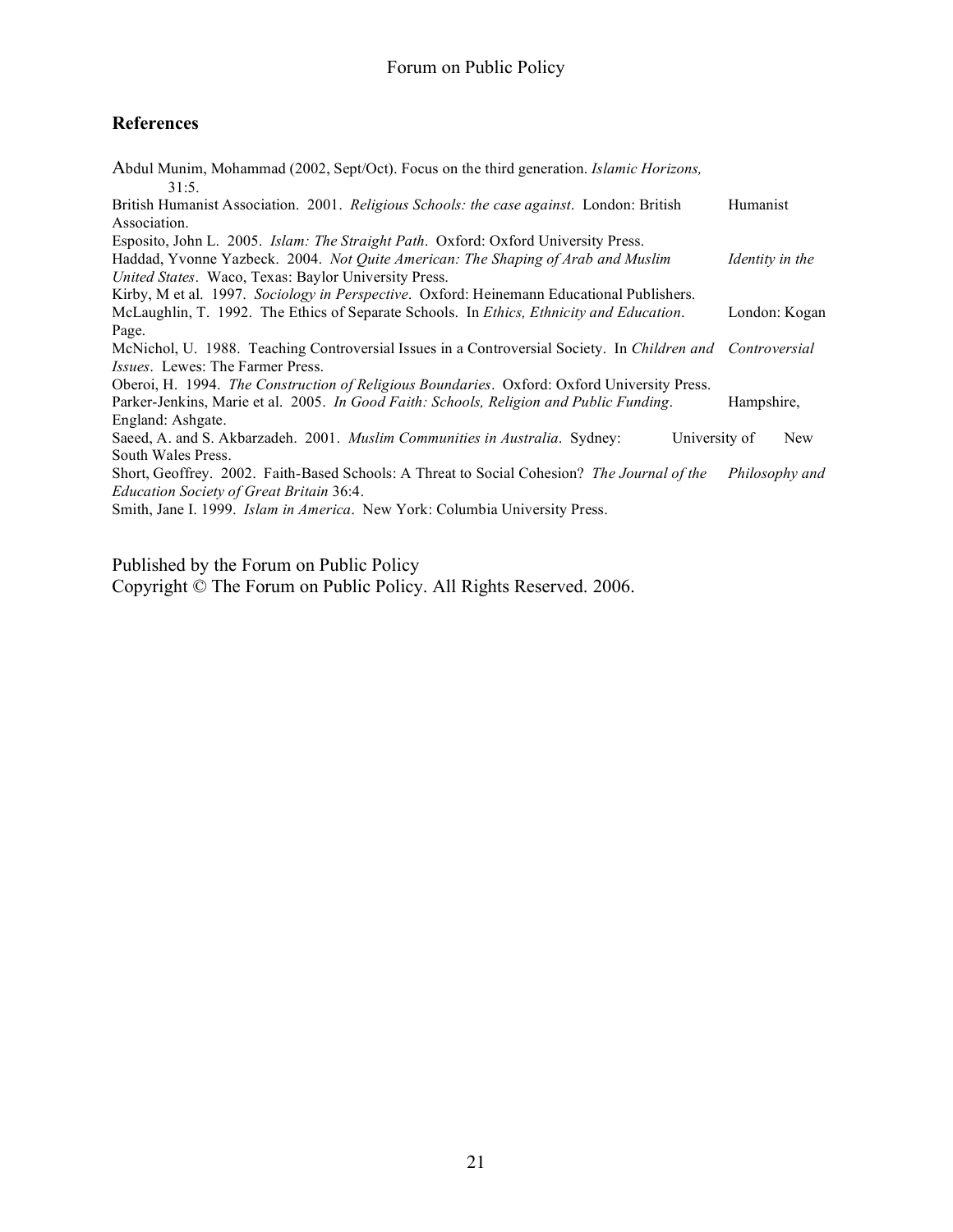## References

Abdul Munim, Mohammad (2002, Sept/Oct). Focus on the third generation. *Islamic Horizons,* 31:5.

British Humanist Association. 2001. *Religious Schools: the case against*. London: British Humanist Association.

Esposito, John L. 2005. *Islam: The Straight Path*. Oxford: Oxford University Press.

Haddad, Yvonne Yazbeck. 2004. *Not Quite American: The Shaping of Arab and Muslim Identity in the United States*. Waco, Texas: Baylor University Press.

Kirby, M et al. 1997. *Sociology in Perspective*. Oxford: Heinemann Educational Publishers.

McLaughlin, T. 1992. The Ethics of Separate Schools. In *Ethics, Ethnicity and Education*. London: Kogan Page.

McNichol, U. 1988. Teaching Controversial Issues in a Controversial Society. In *Children and Controversial Issues*. Lewes: The Farmer Press.

Oberoi, H. 1994. *The Construction of Religious Boundaries*. Oxford: Oxford University Press.

Parker-Jenkins, Marie et al. 2005. *In Good Faith: Schools, Religion and Public Funding*. Hampshire, England: Ashgate.

Saeed, A. and S. Akbarzadeh. 2001. *Muslim Communities in Australia*. Sydney: University of New South Wales Press.

Short, Geoffrey. 2002. Faith-Based Schools: A Threat to Social Cohesion? *The Journal of the Philosophy and Education Society of Great Britain* 36:4.

Smith, Jane I. 1999. *Islam in America*. New York: Columbia University Press.

Published by the Forum on Public Policy
Copyright © The Forum on Public Policy. All Rights Reserved. 2006.